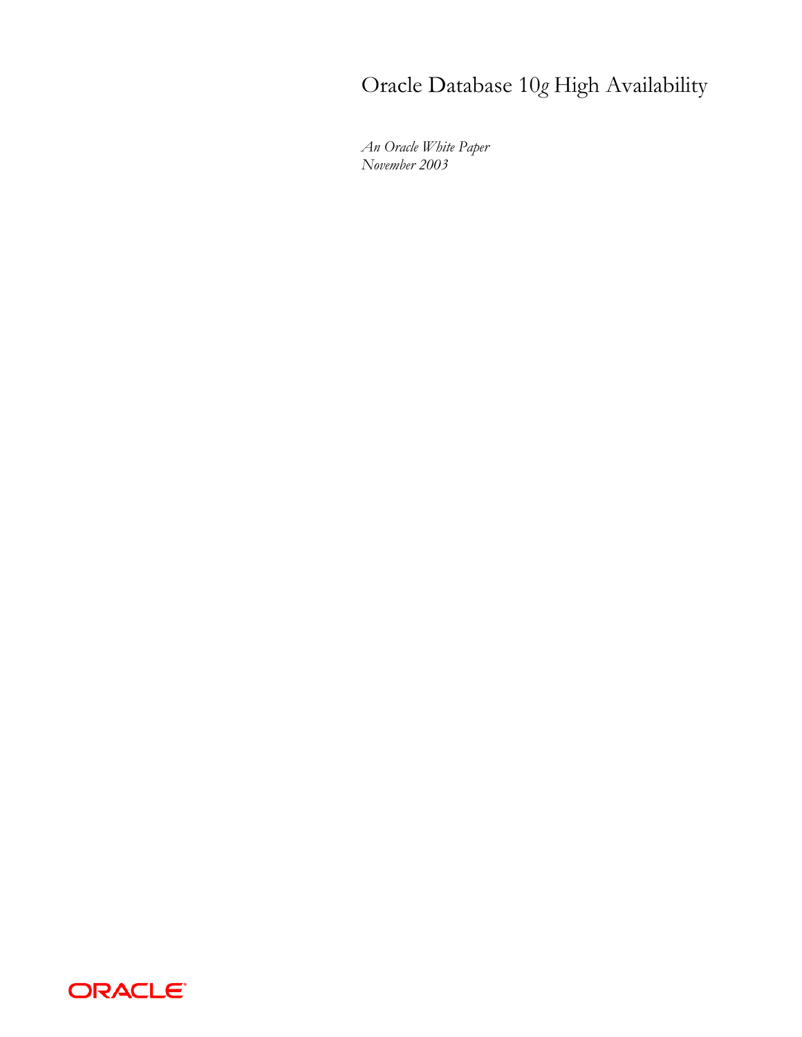# Oracle Database 10*g* High Availability

*An Oracle White Paper*
*November 2003*

ORACLE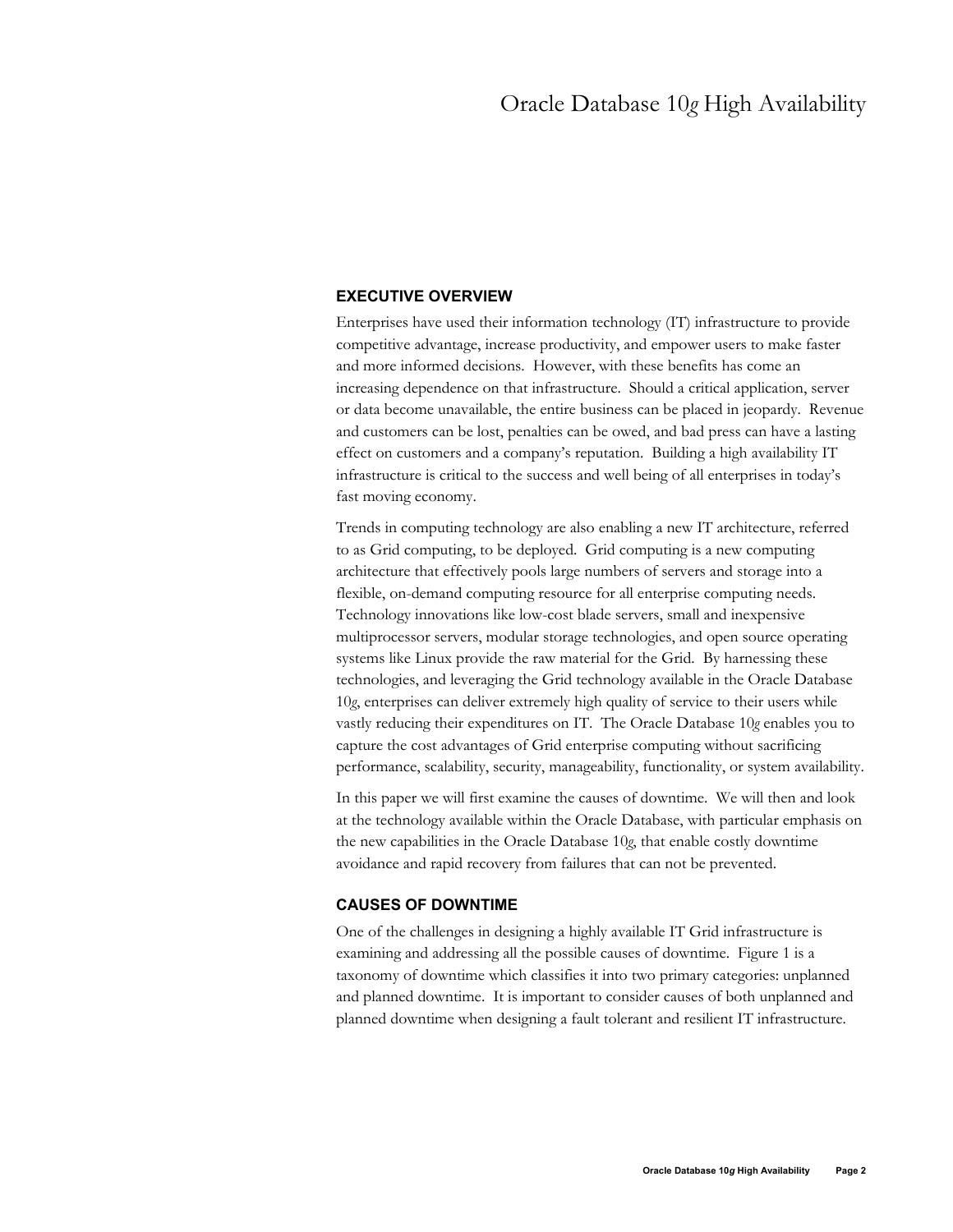## EXECUTIVE OVERVIEW

Enterprises have used their information technology (IT) infrastructure to provide competitive advantage, increase productivity, and empower users to make faster and more informed decisions. However, with these benefits has come an increasing dependence on that infrastructure. Should a critical application, server or data become unavailable, the entire business can be placed in jeopardy. Revenue and customers can be lost, penalties can be owed, and bad press can have a lasting effect on customers and a company's reputation. Building a high availability IT infrastructure is critical to the success and well being of all enterprises in today's fast moving economy.

Trends in computing technology are also enabling a new IT architecture, referred to as Grid computing, to be deployed. Grid computing is a new computing architecture that effectively pools large numbers of servers and storage into a flexible, on-demand computing resource for all enterprise computing needs. Technology innovations like low-cost blade servers, small and inexpensive multiprocessor servers, modular storage technologies, and open source operating systems like Linux provide the raw material for the Grid. By harnessing these technologies, and leveraging the Grid technology available in the Oracle Database 10*g*, enterprises can deliver extremely high quality of service to their users while vastly reducing their expenditures on IT. The Oracle Database 10*g* enables you to capture the cost advantages of Grid enterprise computing without sacrificing performance, scalability, security, manageability, functionality, or system availability.

In this paper we will first examine the causes of downtime. We will then and look at the technology available within the Oracle Database, with particular emphasis on the new capabilities in the Oracle Database 10*g*, that enable costly downtime avoidance and rapid recovery from failures that can not be prevented.

## CAUSES OF DOWNTIME

One of the challenges in designing a highly available IT Grid infrastructure is examining and addressing all the possible causes of downtime. Figure 1 is a taxonomy of downtime which classifies it into two primary categories: unplanned and planned downtime. It is important to consider causes of both unplanned and planned downtime when designing a fault tolerant and resilient IT infrastructure.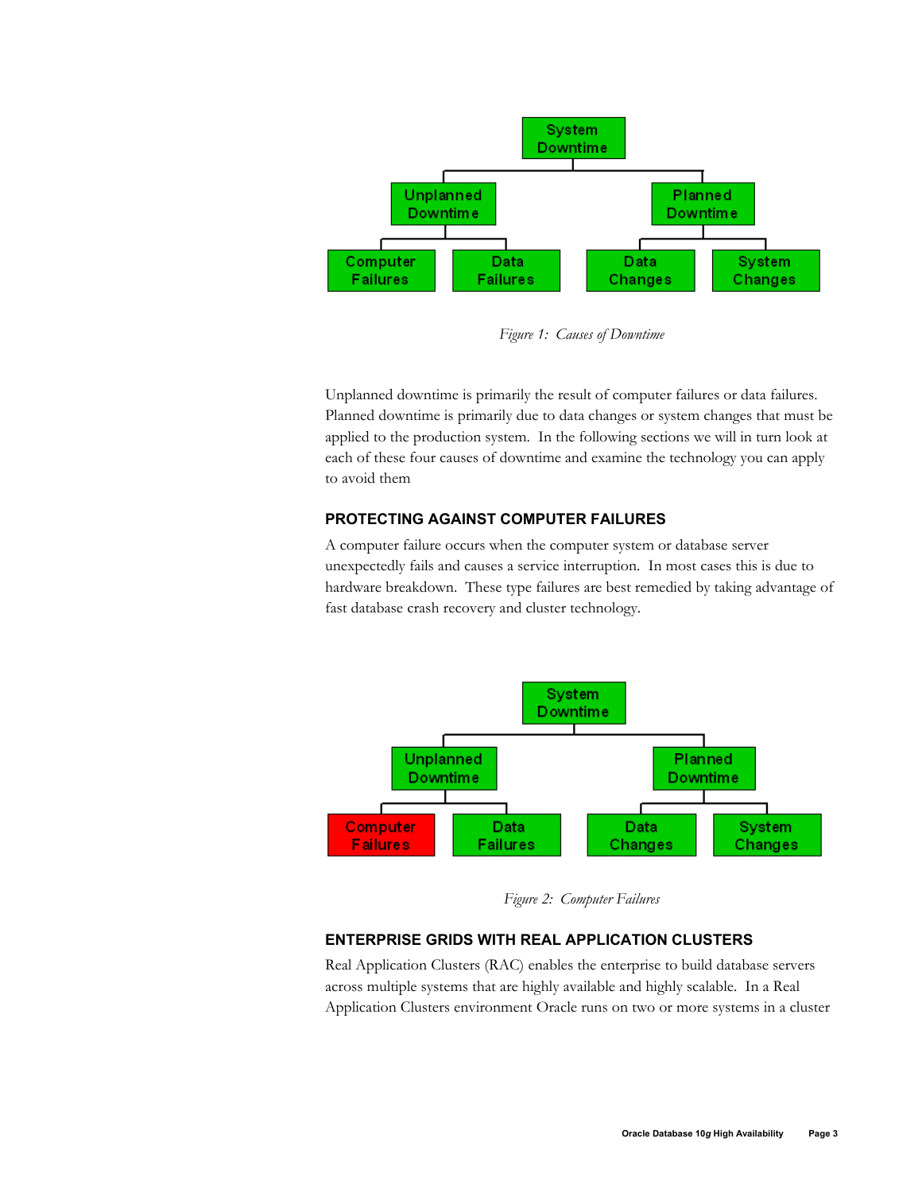*Figure 1: Causes of Downtime*

Unplanned downtime is primarily the result of computer failures or data failures. Planned downtime is primarily due to data changes or system changes that must be applied to the production system. In the following sections we will in turn look at each of these four causes of downtime and examine the technology you can apply to avoid them

## PROTECTING AGAINST COMPUTER FAILURES

A computer failure occurs when the computer system or database server unexpectedly fails and causes a service interruption. In most cases this is due to hardware breakdown. These type failures are best remedied by taking advantage of fast database crash recovery and cluster technology.

*Figure 2: Computer Failures*

## ENTERPRISE GRIDS WITH REAL APPLICATION CLUSTERS

Real Application Clusters (RAC) enables the enterprise to build database servers across multiple systems that are highly available and highly scalable. In a Real Application Clusters environment Oracle runs on two or more systems in a cluster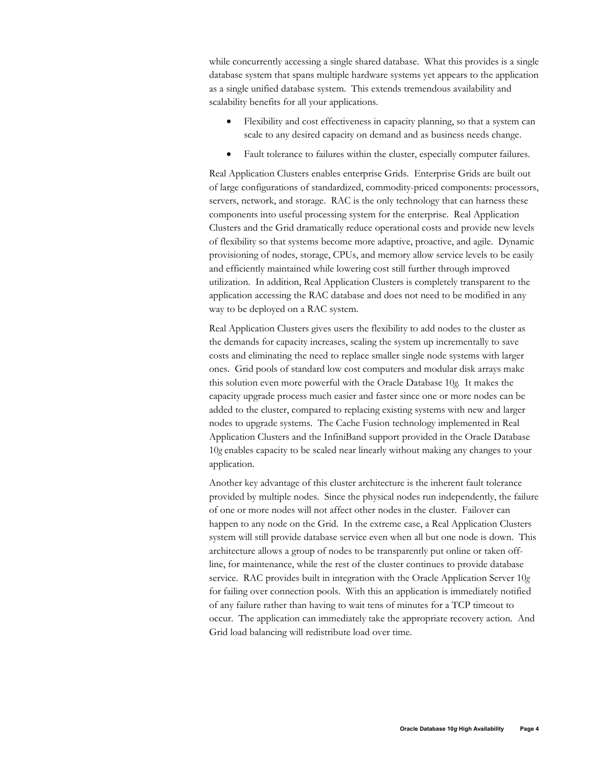while concurrently accessing a single shared database. What this provides is a single database system that spans multiple hardware systems yet appears to the application as a single unified database system. This extends tremendous availability and scalability benefits for all your applications.

- Flexibility and cost effectiveness in capacity planning, so that a system can scale to any desired capacity on demand and as business needs change.
- Fault tolerance to failures within the cluster, especially computer failures.

Real Application Clusters enables enterprise Grids. Enterprise Grids are built out of large configurations of standardized, commodity-priced components: processors, servers, network, and storage. RAC is the only technology that can harness these components into useful processing system for the enterprise. Real Application Clusters and the Grid dramatically reduce operational costs and provide new levels of flexibility so that systems become more adaptive, proactive, and agile. Dynamic provisioning of nodes, storage, CPUs, and memory allow service levels to be easily and efficiently maintained while lowering cost still further through improved utilization. In addition, Real Application Clusters is completely transparent to the application accessing the RAC database and does not need to be modified in any way to be deployed on a RAC system.

Real Application Clusters gives users the flexibility to add nodes to the cluster as the demands for capacity increases, scaling the system up incrementally to save costs and eliminating the need to replace smaller single node systems with larger ones. Grid pools of standard low cost computers and modular disk arrays make this solution even more powerful with the Oracle Database 10*g*. It makes the capacity upgrade process much easier and faster since one or more nodes can be added to the cluster, compared to replacing existing systems with new and larger nodes to upgrade systems. The Cache Fusion technology implemented in Real Application Clusters and the InfiniBand support provided in the Oracle Database 10*g* enables capacity to be scaled near linearly without making any changes to your application.

Another key advantage of this cluster architecture is the inherent fault tolerance provided by multiple nodes. Since the physical nodes run independently, the failure of one or more nodes will not affect other nodes in the cluster. Failover can happen to any node on the Grid. In the extreme case, a Real Application Clusters system will still provide database service even when all but one node is down. This architecture allows a group of nodes to be transparently put online or taken off-line, for maintenance, while the rest of the cluster continues to provide database service. RAC provides built in integration with the Oracle Application Server 10*g* for failing over connection pools. With this an application is immediately notified of any failure rather than having to wait tens of minutes for a TCP timeout to occur. The application can immediately take the appropriate recovery action. And Grid load balancing will redistribute load over time.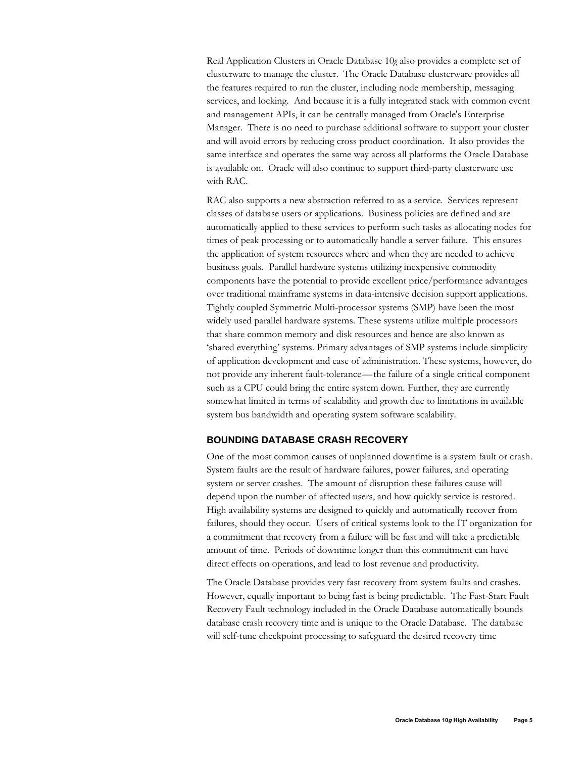Real Application Clusters in Oracle Database 10*g* also provides a complete set of clusterware to manage the cluster. The Oracle Database clusterware provides all the features required to run the cluster, including node membership, messaging services, and locking. And because it is a fully integrated stack with common event and management APIs, it can be centrally managed from Oracle's Enterprise Manager. There is no need to purchase additional software to support your cluster and will avoid errors by reducing cross product coordination. It also provides the same interface and operates the same way across all platforms the Oracle Database is available on. Oracle will also continue to support third-party clusterware use with RAC.

RAC also supports a new abstraction referred to as a service. Services represent classes of database users or applications. Business policies are defined and are automatically applied to these services to perform such tasks as allocating nodes for times of peak processing or to automatically handle a server failure. This ensures the application of system resources where and when they are needed to achieve business goals. Parallel hardware systems utilizing inexpensive commodity components have the potential to provide excellent price/performance advantages over traditional mainframe systems in data-intensive decision support applications. Tightly coupled Symmetric Multi-processor systems (SMP) have been the most widely used parallel hardware systems. These systems utilize multiple processors that share common memory and disk resources and hence are also known as 'shared everything' systems. Primary advantages of SMP systems include simplicity of application development and ease of administration. These systems, however, do not provide any inherent fault-tolerance—the failure of a single critical component such as a CPU could bring the entire system down. Further, they are currently somewhat limited in terms of scalability and growth due to limitations in available system bus bandwidth and operating system software scalability.

### BOUNDING DATABASE CRASH RECOVERY

One of the most common causes of unplanned downtime is a system fault or crash. System faults are the result of hardware failures, power failures, and operating system or server crashes. The amount of disruption these failures cause will depend upon the number of affected users, and how quickly service is restored. High availability systems are designed to quickly and automatically recover from failures, should they occur. Users of critical systems look to the IT organization for a commitment that recovery from a failure will be fast and will take a predictable amount of time. Periods of downtime longer than this commitment can have direct effects on operations, and lead to lost revenue and productivity.

The Oracle Database provides very fast recovery from system faults and crashes. However, equally important to being fast is being predictable. The Fast-Start Fault Recovery Fault technology included in the Oracle Database automatically bounds database crash recovery time and is unique to the Oracle Database. The database will self-tune checkpoint processing to safeguard the desired recovery time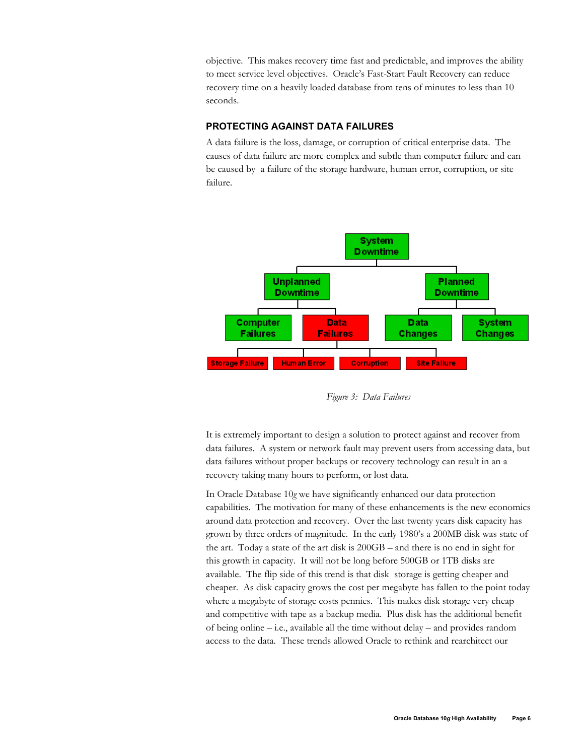objective. This makes recovery time fast and predictable, and improves the ability to meet service level objectives. Oracle's Fast-Start Fault Recovery can reduce recovery time on a heavily loaded database from tens of minutes to less than 10 seconds.

### PROTECTING AGAINST DATA FAILURES

A data failure is the loss, damage, or corruption of critical enterprise data. The causes of data failure are more complex and subtle than computer failure and can be caused by a failure of the storage hardware, human error, corruption, or site failure.

*Figure 3: Data Failures*

It is extremely important to design a solution to protect against and recover from data failures. A system or network fault may prevent users from accessing data, but data failures without proper backups or recovery technology can result in an a recovery taking many hours to perform, or lost data.

In Oracle Database 10*g* we have significantly enhanced our data protection capabilities. The motivation for many of these enhancements is the new economics around data protection and recovery. Over the last twenty years disk capacity has grown by three orders of magnitude. In the early 1980's a 200MB disk was state of the art. Today a state of the art disk is 200GB – and there is no end in sight for this growth in capacity. It will not be long before 500GB or 1TB disks are available. The flip side of this trend is that disk storage is getting cheaper and cheaper. As disk capacity grows the cost per megabyte has fallen to the point today where a megabyte of storage costs pennies. This makes disk storage very cheap and competitive with tape as a backup media. Plus disk has the additional benefit of being online – i.e., available all the time without delay – and provides random access to the data. These trends allowed Oracle to rethink and rearchitect our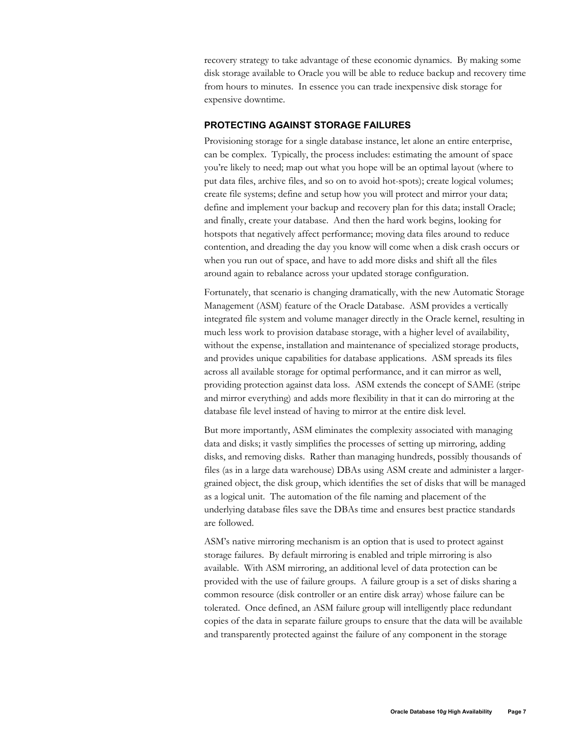recovery strategy to take advantage of these economic dynamics. By making some disk storage available to Oracle you will be able to reduce backup and recovery time from hours to minutes. In essence you can trade inexpensive disk storage for expensive downtime.

## PROTECTING AGAINST STORAGE FAILURES

Provisioning storage for a single database instance, let alone an entire enterprise, can be complex. Typically, the process includes: estimating the amount of space you're likely to need; map out what you hope will be an optimal layout (where to put data files, archive files, and so on to avoid hot-spots); create logical volumes; create file systems; define and setup how you will protect and mirror your data; define and implement your backup and recovery plan for this data; install Oracle; and finally, create your database. And then the hard work begins, looking for hotspots that negatively affect performance; moving data files around to reduce contention, and dreading the day you know will come when a disk crash occurs or when you run out of space, and have to add more disks and shift all the files around again to rebalance across your updated storage configuration.

Fortunately, that scenario is changing dramatically, with the new Automatic Storage Management (ASM) feature of the Oracle Database. ASM provides a vertically integrated file system and volume manager directly in the Oracle kernel, resulting in much less work to provision database storage, with a higher level of availability, without the expense, installation and maintenance of specialized storage products, and provides unique capabilities for database applications. ASM spreads its files across all available storage for optimal performance, and it can mirror as well, providing protection against data loss. ASM extends the concept of SAME (stripe and mirror everything) and adds more flexibility in that it can do mirroring at the database file level instead of having to mirror at the entire disk level.

But more importantly, ASM eliminates the complexity associated with managing data and disks; it vastly simplifies the processes of setting up mirroring, adding disks, and removing disks. Rather than managing hundreds, possibly thousands of files (as in a large data warehouse) DBAs using ASM create and administer a larger-grained object, the disk group, which identifies the set of disks that will be managed as a logical unit. The automation of the file naming and placement of the underlying database files save the DBAs time and ensures best practice standards are followed.

ASM's native mirroring mechanism is an option that is used to protect against storage failures. By default mirroring is enabled and triple mirroring is also available. With ASM mirroring, an additional level of data protection can be provided with the use of failure groups. A failure group is a set of disks sharing a common resource (disk controller or an entire disk array) whose failure can be tolerated. Once defined, an ASM failure group will intelligently place redundant copies of the data in separate failure groups to ensure that the data will be available and transparently protected against the failure of any component in the storage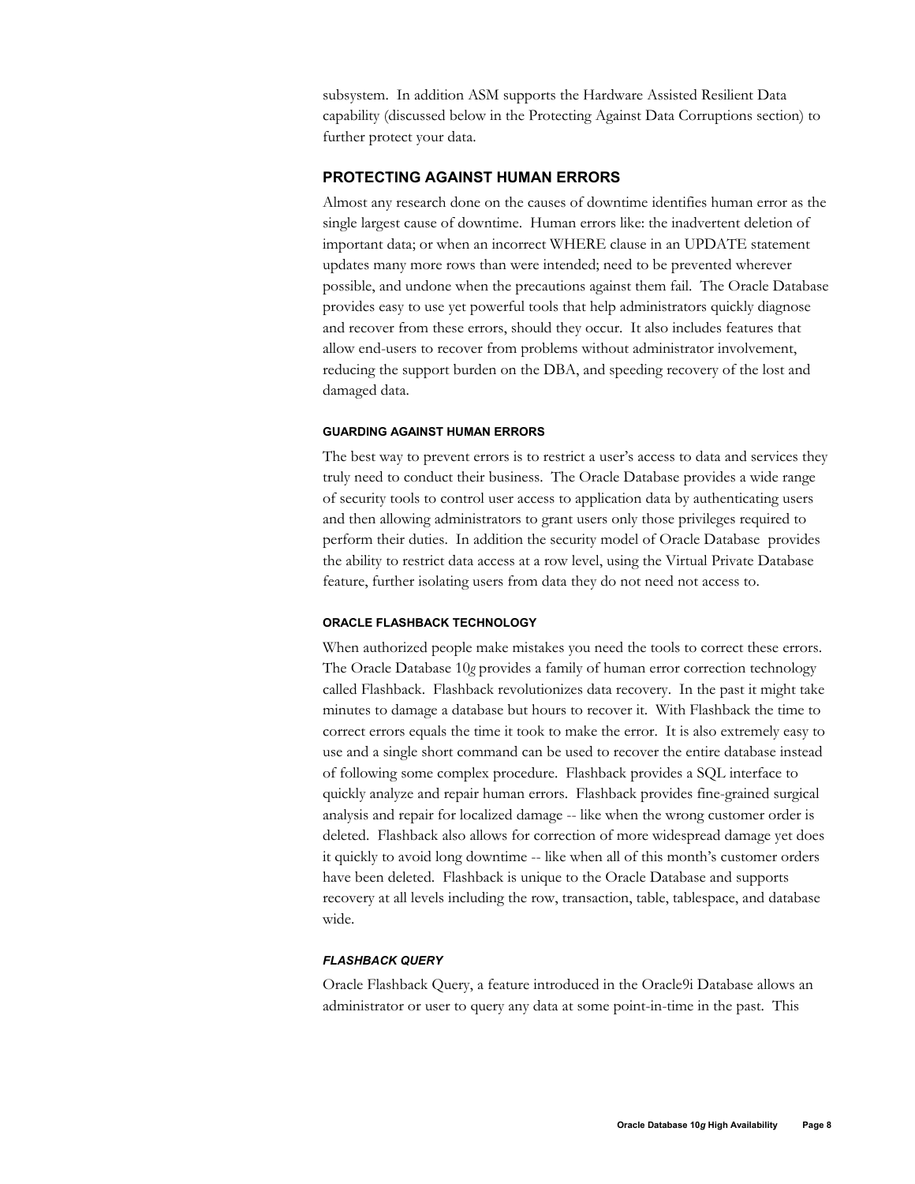subsystem. In addition ASM supports the Hardware Assisted Resilient Data capability (discussed below in the Protecting Against Data Corruptions section) to further protect your data.

## PROTECTING AGAINST HUMAN ERRORS

Almost any research done on the causes of downtime identifies human error as the single largest cause of downtime. Human errors like: the inadvertent deletion of important data; or when an incorrect WHERE clause in an UPDATE statement updates many more rows than were intended; need to be prevented wherever possible, and undone when the precautions against them fail. The Oracle Database provides easy to use yet powerful tools that help administrators quickly diagnose and recover from these errors, should they occur. It also includes features that allow end-users to recover from problems without administrator involvement, reducing the support burden on the DBA, and speeding recovery of the lost and damaged data.

### GUARDING AGAINST HUMAN ERRORS

The best way to prevent errors is to restrict a user's access to data and services they truly need to conduct their business. The Oracle Database provides a wide range of security tools to control user access to application data by authenticating users and then allowing administrators to grant users only those privileges required to perform their duties. In addition the security model of Oracle Database provides the ability to restrict data access at a row level, using the Virtual Private Database feature, further isolating users from data they do not need not access to.

### ORACLE FLASHBACK TECHNOLOGY

When authorized people make mistakes you need the tools to correct these errors. The Oracle Database 10*g* provides a family of human error correction technology called Flashback. Flashback revolutionizes data recovery. In the past it might take minutes to damage a database but hours to recover it. With Flashback the time to correct errors equals the time it took to make the error. It is also extremely easy to use and a single short command can be used to recover the entire database instead of following some complex procedure. Flashback provides a SQL interface to quickly analyze and repair human errors. Flashback provides fine-grained surgical analysis and repair for localized damage -- like when the wrong customer order is deleted. Flashback also allows for correction of more widespread damage yet does it quickly to avoid long downtime -- like when all of this month's customer orders have been deleted. Flashback is unique to the Oracle Database and supports recovery at all levels including the row, transaction, table, tablespace, and database wide.

#### *FLASHBACK QUERY*

Oracle Flashback Query, a feature introduced in the Oracle9i Database allows an administrator or user to query any data at some point-in-time in the past. This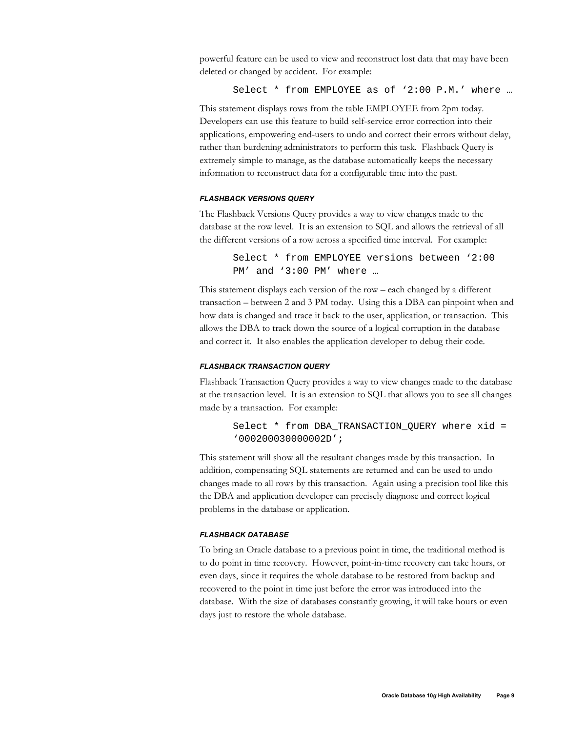powerful feature can be used to view and reconstruct lost data that may have been deleted or changed by accident. For example:

```
Select * from EMPLOYEE as of '2:00 P.M.' where …
```

This statement displays rows from the table EMPLOYEE from 2pm today. Developers can use this feature to build self-service error correction into their applications, empowering end-users to undo and correct their errors without delay, rather than burdening administrators to perform this task. Flashback Query is extremely simple to manage, as the database automatically keeps the necessary information to reconstruct data for a configurable time into the past.

#### *FLASHBACK VERSIONS QUERY*

The Flashback Versions Query provides a way to view changes made to the database at the row level. It is an extension to SQL and allows the retrieval of all the different versions of a row across a specified time interval. For example:

```
Select * from EMPLOYEE versions between '2:00
PM' and '3:00 PM' where …
```

This statement displays each version of the row – each changed by a different transaction – between 2 and 3 PM today. Using this a DBA can pinpoint when and how data is changed and trace it back to the user, application, or transaction. This allows the DBA to track down the source of a logical corruption in the database and correct it. It also enables the application developer to debug their code.

#### *FLASHBACK TRANSACTION QUERY*

Flashback Transaction Query provides a way to view changes made to the database at the transaction level. It is an extension to SQL that allows you to see all changes made by a transaction. For example:

```
Select * from DBA_TRANSACTION_QUERY where xid =
'000200030000002D';
```

This statement will show all the resultant changes made by this transaction. In addition, compensating SQL statements are returned and can be used to undo changes made to all rows by this transaction. Again using a precision tool like this the DBA and application developer can precisely diagnose and correct logical problems in the database or application.

#### *FLASHBACK DATABASE*

To bring an Oracle database to a previous point in time, the traditional method is to do point in time recovery. However, point-in-time recovery can take hours, or even days, since it requires the whole database to be restored from backup and recovered to the point in time just before the error was introduced into the database. With the size of databases constantly growing, it will take hours or even days just to restore the whole database.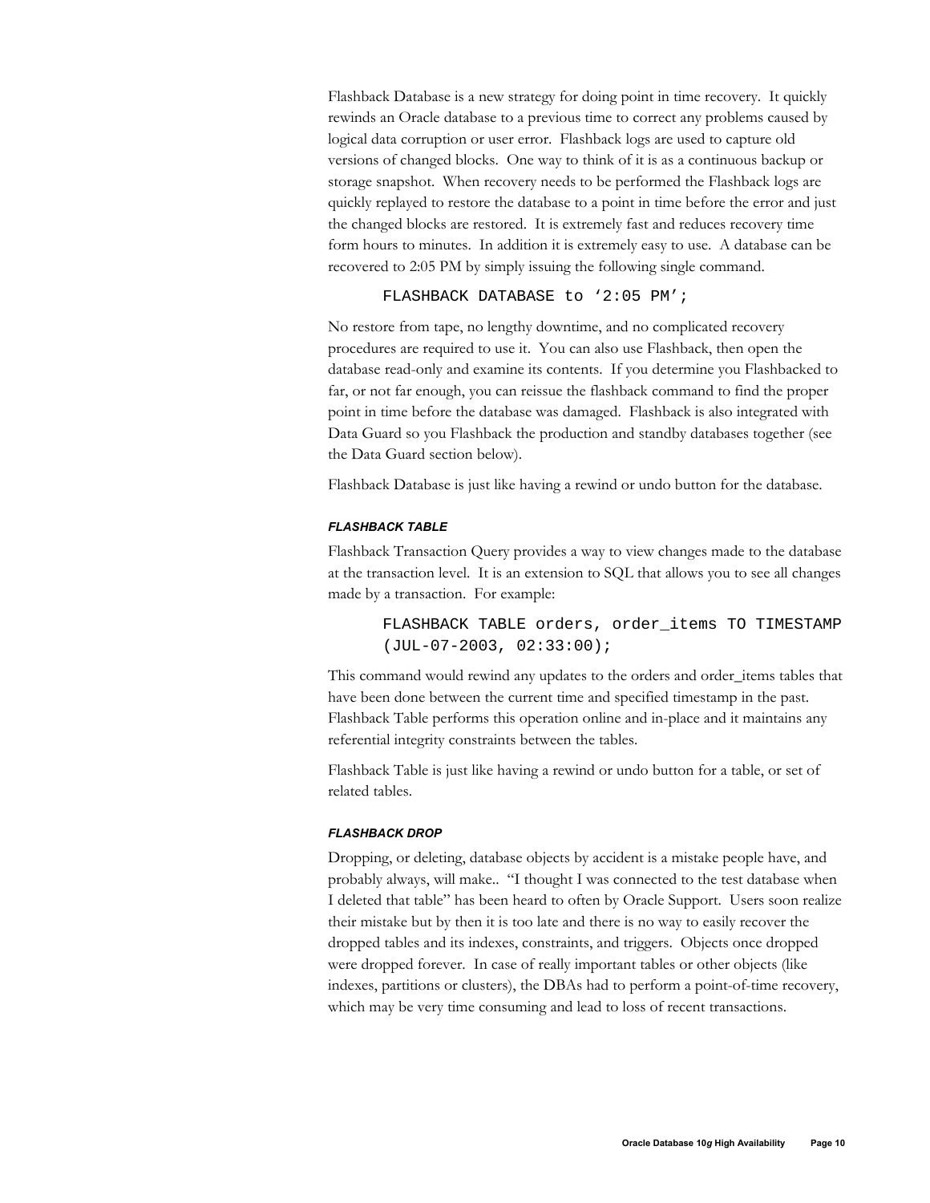Flashback Database is a new strategy for doing point in time recovery. It quickly rewinds an Oracle database to a previous time to correct any problems caused by logical data corruption or user error. Flashback logs are used to capture old versions of changed blocks. One way to think of it is as a continuous backup or storage snapshot. When recovery needs to be performed the Flashback logs are quickly replayed to restore the database to a point in time before the error and just the changed blocks are restored. It is extremely fast and reduces recovery time form hours to minutes. In addition it is extremely easy to use. A database can be recovered to 2:05 PM by simply issuing the following single command.

```
FLASHBACK DATABASE to '2:05 PM';
```

No restore from tape, no lengthy downtime, and no complicated recovery procedures are required to use it. You can also use Flashback, then open the database read-only and examine its contents. If you determine you Flashbacked to far, or not far enough, you can reissue the flashback command to find the proper point in time before the database was damaged. Flashback is also integrated with Data Guard so you Flashback the production and standby databases together (see the Data Guard section below).

Flashback Database is just like having a rewind or undo button for the database.

#### *FLASHBACK TABLE*

Flashback Transaction Query provides a way to view changes made to the database at the transaction level. It is an extension to SQL that allows you to see all changes made by a transaction. For example:

```
FLASHBACK TABLE orders, order_items TO TIMESTAMP
(JUL-07-2003, 02:33:00);
```

This command would rewind any updates to the orders and order_items tables that have been done between the current time and specified timestamp in the past. Flashback Table performs this operation online and in-place and it maintains any referential integrity constraints between the tables.

Flashback Table is just like having a rewind or undo button for a table, or set of related tables.

#### *FLASHBACK DROP*

Dropping, or deleting, database objects by accident is a mistake people have, and probably always, will make.. "I thought I was connected to the test database when I deleted that table" has been heard to often by Oracle Support. Users soon realize their mistake but by then it is too late and there is no way to easily recover the dropped tables and its indexes, constraints, and triggers. Objects once dropped were dropped forever. In case of really important tables or other objects (like indexes, partitions or clusters), the DBAs had to perform a point-of-time recovery, which may be very time consuming and lead to loss of recent transactions.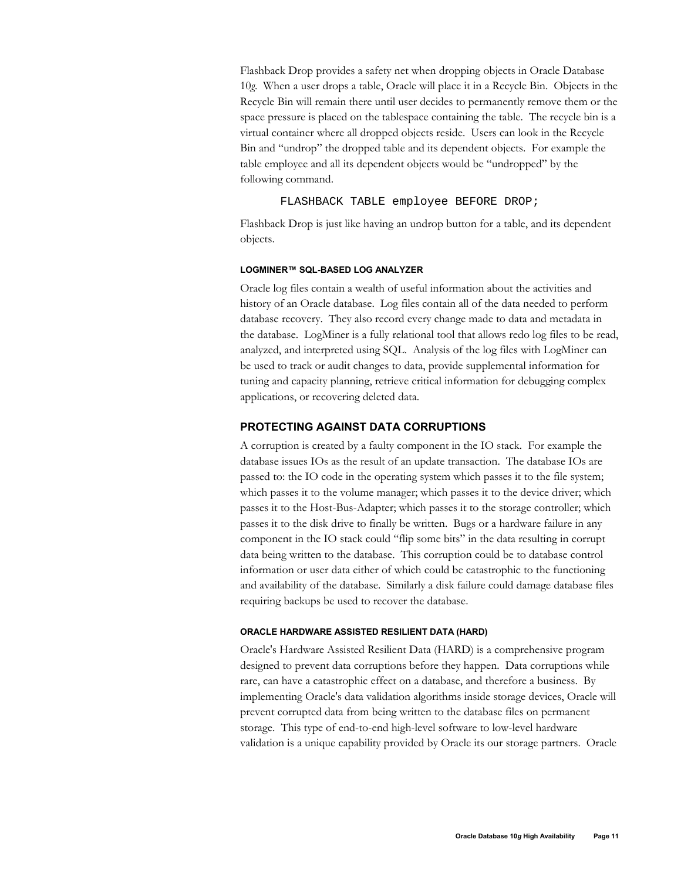Flashback Drop provides a safety net when dropping objects in Oracle Database 10*g*. When a user drops a table, Oracle will place it in a Recycle Bin. Objects in the Recycle Bin will remain there until user decides to permanently remove them or the space pressure is placed on the tablespace containing the table. The recycle bin is a virtual container where all dropped objects reside. Users can look in the Recycle Bin and "undrop" the dropped table and its dependent objects. For example the table employee and all its dependent objects would be "undropped" by the following command.

```
FLASHBACK TABLE employee BEFORE DROP;
```

Flashback Drop is just like having an undrop button for a table, and its dependent objects.

#### LOGMINER™ SQL-BASED LOG ANALYZER

Oracle log files contain a wealth of useful information about the activities and history of an Oracle database. Log files contain all of the data needed to perform database recovery. They also record every change made to data and metadata in the database. LogMiner is a fully relational tool that allows redo log files to be read, analyzed, and interpreted using SQL. Analysis of the log files with LogMiner can be used to track or audit changes to data, provide supplemental information for tuning and capacity planning, retrieve critical information for debugging complex applications, or recovering deleted data.

### PROTECTING AGAINST DATA CORRUPTIONS

A corruption is created by a faulty component in the IO stack. For example the database issues IOs as the result of an update transaction. The database IOs are passed to: the IO code in the operating system which passes it to the file system; which passes it to the volume manager; which passes it to the device driver; which passes it to the Host-Bus-Adapter; which passes it to the storage controller; which passes it to the disk drive to finally be written. Bugs or a hardware failure in any component in the IO stack could "flip some bits" in the data resulting in corrupt data being written to the database. This corruption could be to database control information or user data either of which could be catastrophic to the functioning and availability of the database. Similarly a disk failure could damage database files requiring backups be used to recover the database.

#### ORACLE HARDWARE ASSISTED RESILIENT DATA (HARD)

Oracle's Hardware Assisted Resilient Data (HARD) is a comprehensive program designed to prevent data corruptions before they happen. Data corruptions while rare, can have a catastrophic effect on a database, and therefore a business. By implementing Oracle's data validation algorithms inside storage devices, Oracle will prevent corrupted data from being written to the database files on permanent storage. This type of end-to-end high-level software to low-level hardware validation is a unique capability provided by Oracle its our storage partners. Oracle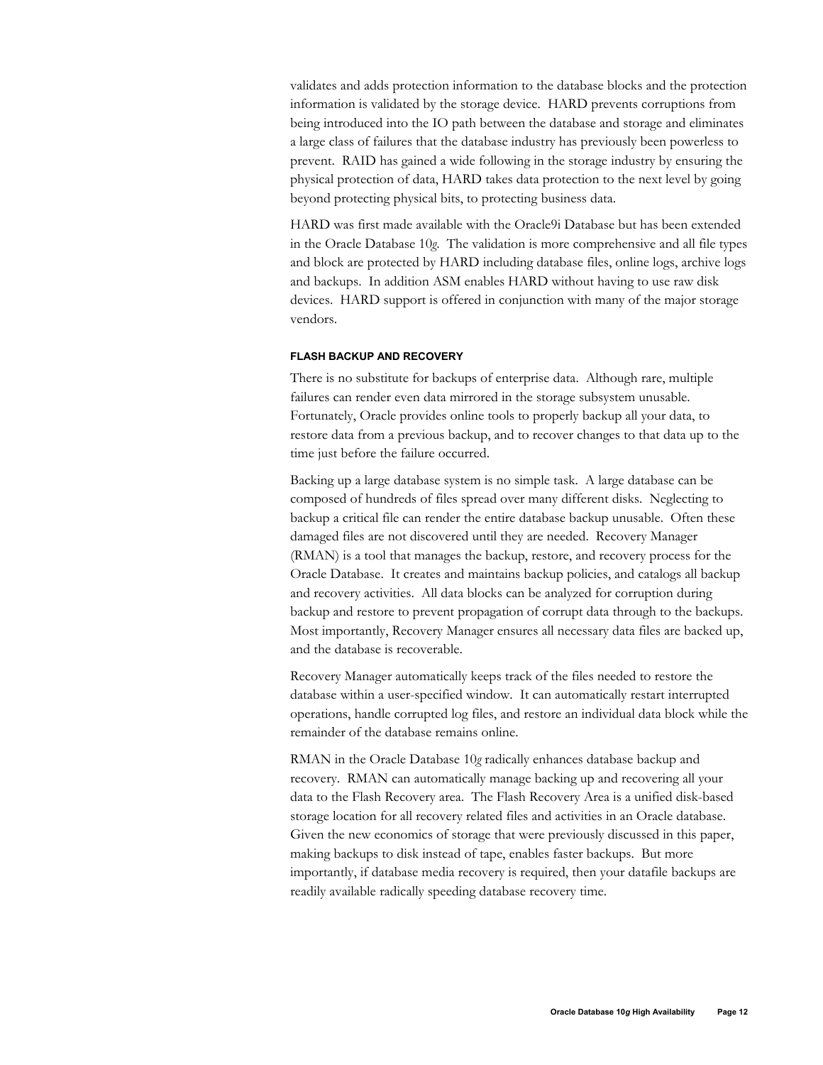validates and adds protection information to the database blocks and the protection information is validated by the storage device. HARD prevents corruptions from being introduced into the IO path between the database and storage and eliminates a large class of failures that the database industry has previously been powerless to prevent. RAID has gained a wide following in the storage industry by ensuring the physical protection of data, HARD takes data protection to the next level by going beyond protecting physical bits, to protecting business data.

HARD was first made available with the Oracle9i Database but has been extended in the Oracle Database 10*g*. The validation is more comprehensive and all file types and block are protected by HARD including database files, online logs, archive logs and backups. In addition ASM enables HARD without having to use raw disk devices. HARD support is offered in conjunction with many of the major storage vendors.

#### FLASH BACKUP AND RECOVERY

There is no substitute for backups of enterprise data. Although rare, multiple failures can render even data mirrored in the storage subsystem unusable. Fortunately, Oracle provides online tools to properly backup all your data, to restore data from a previous backup, and to recover changes to that data up to the time just before the failure occurred.

Backing up a large database system is no simple task. A large database can be composed of hundreds of files spread over many different disks. Neglecting to backup a critical file can render the entire database backup unusable. Often these damaged files are not discovered until they are needed. Recovery Manager (RMAN) is a tool that manages the backup, restore, and recovery process for the Oracle Database. It creates and maintains backup policies, and catalogs all backup and recovery activities. All data blocks can be analyzed for corruption during backup and restore to prevent propagation of corrupt data through to the backups. Most importantly, Recovery Manager ensures all necessary data files are backed up, and the database is recoverable.

Recovery Manager automatically keeps track of the files needed to restore the database within a user-specified window. It can automatically restart interrupted operations, handle corrupted log files, and restore an individual data block while the remainder of the database remains online.

RMAN in the Oracle Database 10*g* radically enhances database backup and recovery. RMAN can automatically manage backing up and recovering all your data to the Flash Recovery area. The Flash Recovery Area is a unified disk-based storage location for all recovery related files and activities in an Oracle database. Given the new economics of storage that were previously discussed in this paper, making backups to disk instead of tape, enables faster backups. But more importantly, if database media recovery is required, then your datafile backups are readily available radically speeding database recovery time.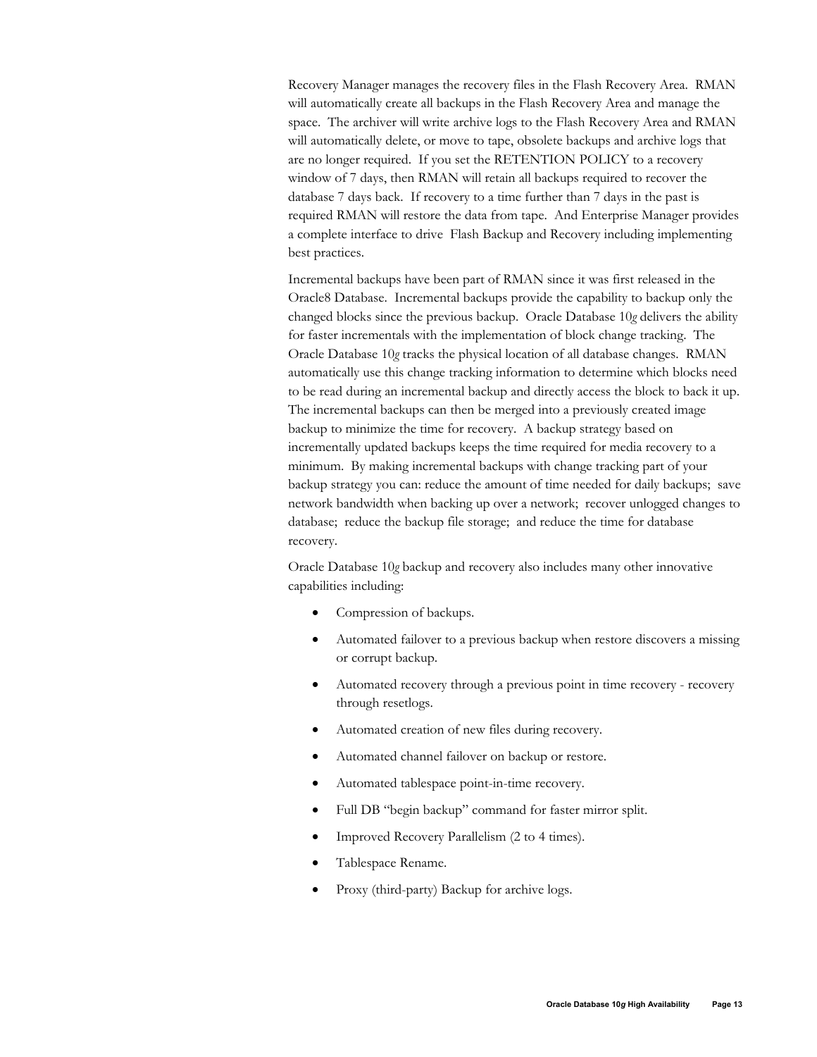Recovery Manager manages the recovery files in the Flash Recovery Area. RMAN will automatically create all backups in the Flash Recovery Area and manage the space. The archiver will write archive logs to the Flash Recovery Area and RMAN will automatically delete, or move to tape, obsolete backups and archive logs that are no longer required. If you set the RETENTION POLICY to a recovery window of 7 days, then RMAN will retain all backups required to recover the database 7 days back. If recovery to a time further than 7 days in the past is required RMAN will restore the data from tape. And Enterprise Manager provides a complete interface to drive Flash Backup and Recovery including implementing best practices.

Incremental backups have been part of RMAN since it was first released in the Oracle8 Database. Incremental backups provide the capability to backup only the changed blocks since the previous backup. Oracle Database 10*g* delivers the ability for faster incrementals with the implementation of block change tracking. The Oracle Database 10*g* tracks the physical location of all database changes. RMAN automatically use this change tracking information to determine which blocks need to be read during an incremental backup and directly access the block to back it up. The incremental backups can then be merged into a previously created image backup to minimize the time for recovery. A backup strategy based on incrementally updated backups keeps the time required for media recovery to a minimum. By making incremental backups with change tracking part of your backup strategy you can: reduce the amount of time needed for daily backups; save network bandwidth when backing up over a network; recover unlogged changes to database; reduce the backup file storage; and reduce the time for database recovery.

Oracle Database 10*g* backup and recovery also includes many other innovative capabilities including:

- Compression of backups.
- Automated failover to a previous backup when restore discovers a missing or corrupt backup.
- Automated recovery through a previous point in time recovery - recovery through resetlogs.
- Automated creation of new files during recovery.
- Automated channel failover on backup or restore.
- Automated tablespace point-in-time recovery.
- Full DB "begin backup" command for faster mirror split.
- Improved Recovery Parallelism (2 to 4 times).
- Tablespace Rename.
- Proxy (third-party) Backup for archive logs.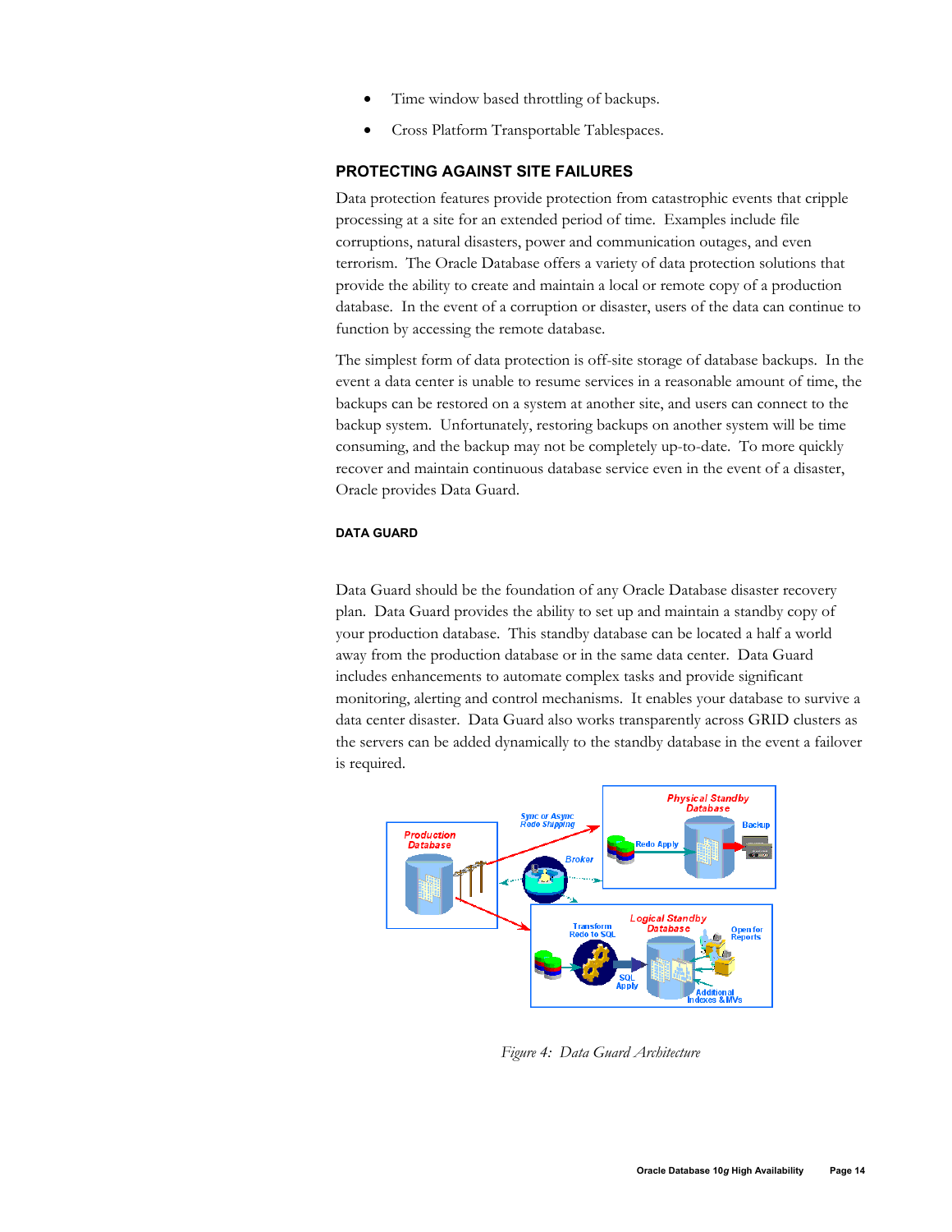- Time window based throttling of backups.
- Cross Platform Transportable Tablespaces.

## PROTECTING AGAINST SITE FAILURES

Data protection features provide protection from catastrophic events that cripple processing at a site for an extended period of time. Examples include file corruptions, natural disasters, power and communication outages, and even terrorism. The Oracle Database offers a variety of data protection solutions that provide the ability to create and maintain a local or remote copy of a production database. In the event of a corruption or disaster, users of the data can continue to function by accessing the remote database.

The simplest form of data protection is off-site storage of database backups. In the event a data center is unable to resume services in a reasonable amount of time, the backups can be restored on a system at another site, and users can connect to the backup system. Unfortunately, restoring backups on another system will be time consuming, and the backup may not be completely up-to-date. To more quickly recover and maintain continuous database service even in the event of a disaster, Oracle provides Data Guard.

### DATA GUARD

Data Guard should be the foundation of any Oracle Database disaster recovery plan. Data Guard provides the ability to set up and maintain a standby copy of your production database. This standby database can be located a half a world away from the production database or in the same data center. Data Guard includes enhancements to automate complex tasks and provide significant monitoring, alerting and control mechanisms. It enables your database to survive a data center disaster. Data Guard also works transparently across GRID clusters as the servers can be added dynamically to the standby database in the event a failover is required.

*Figure 4: Data Guard Architecture*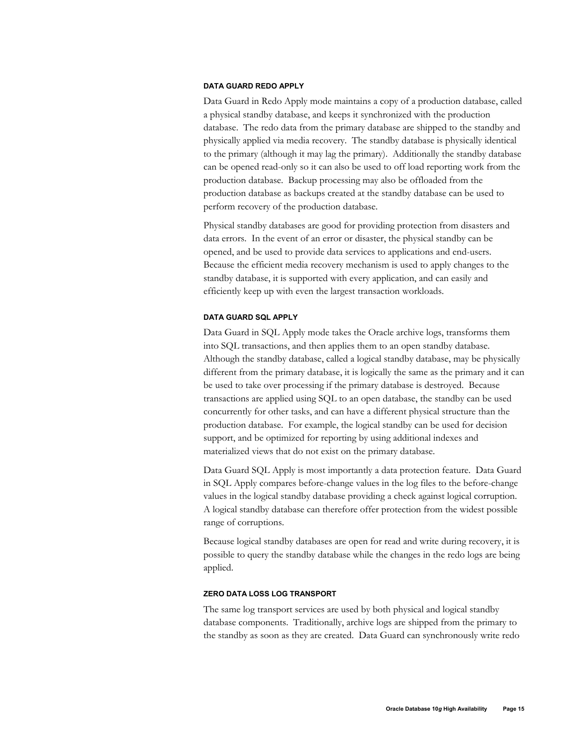### DATA GUARD REDO APPLY

Data Guard in Redo Apply mode maintains a copy of a production database, called a physical standby database, and keeps it synchronized with the production database. The redo data from the primary database are shipped to the standby and physically applied via media recovery. The standby database is physically identical to the primary (although it may lag the primary). Additionally the standby database can be opened read-only so it can also be used to off load reporting work from the production database. Backup processing may also be offloaded from the production database as backups created at the standby database can be used to perform recovery of the production database.

Physical standby databases are good for providing protection from disasters and data errors. In the event of an error or disaster, the physical standby can be opened, and be used to provide data services to applications and end-users. Because the efficient media recovery mechanism is used to apply changes to the standby database, it is supported with every application, and can easily and efficiently keep up with even the largest transaction workloads.

### DATA GUARD SQL APPLY

Data Guard in SQL Apply mode takes the Oracle archive logs, transforms them into SQL transactions, and then applies them to an open standby database. Although the standby database, called a logical standby database, may be physically different from the primary database, it is logically the same as the primary and it can be used to take over processing if the primary database is destroyed. Because transactions are applied using SQL to an open database, the standby can be used concurrently for other tasks, and can have a different physical structure than the production database. For example, the logical standby can be used for decision support, and be optimized for reporting by using additional indexes and materialized views that do not exist on the primary database.

Data Guard SQL Apply is most importantly a data protection feature. Data Guard in SQL Apply compares before-change values in the log files to the before-change values in the logical standby database providing a check against logical corruption. A logical standby database can therefore offer protection from the widest possible range of corruptions.

Because logical standby databases are open for read and write during recovery, it is possible to query the standby database while the changes in the redo logs are being applied.

### ZERO DATA LOSS LOG TRANSPORT

The same log transport services are used by both physical and logical standby database components. Traditionally, archive logs are shipped from the primary to the standby as soon as they are created. Data Guard can synchronously write redo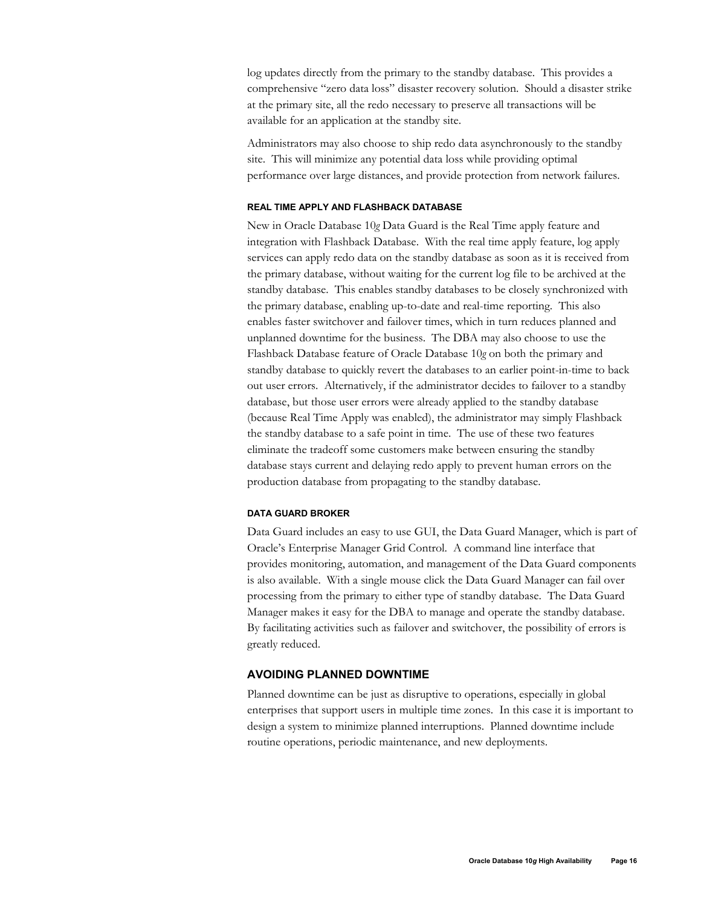log updates directly from the primary to the standby database. This provides a comprehensive "zero data loss" disaster recovery solution. Should a disaster strike at the primary site, all the redo necessary to preserve all transactions will be available for an application at the standby site.

Administrators may also choose to ship redo data asynchronously to the standby site. This will minimize any potential data loss while providing optimal performance over large distances, and provide protection from network failures.

#### REAL TIME APPLY AND FLASHBACK DATABASE

New in Oracle Database 10*g* Data Guard is the Real Time apply feature and integration with Flashback Database. With the real time apply feature, log apply services can apply redo data on the standby database as soon as it is received from the primary database, without waiting for the current log file to be archived at the standby database. This enables standby databases to be closely synchronized with the primary database, enabling up-to-date and real-time reporting. This also enables faster switchover and failover times, which in turn reduces planned and unplanned downtime for the business. The DBA may also choose to use the Flashback Database feature of Oracle Database 10*g* on both the primary and standby database to quickly revert the databases to an earlier point-in-time to back out user errors. Alternatively, if the administrator decides to failover to a standby database, but those user errors were already applied to the standby database (because Real Time Apply was enabled), the administrator may simply Flashback the standby database to a safe point in time. The use of these two features eliminate the tradeoff some customers make between ensuring the standby database stays current and delaying redo apply to prevent human errors on the production database from propagating to the standby database.

#### DATA GUARD BROKER

Data Guard includes an easy to use GUI, the Data Guard Manager, which is part of Oracle's Enterprise Manager Grid Control. A command line interface that provides monitoring, automation, and management of the Data Guard components is also available. With a single mouse click the Data Guard Manager can fail over processing from the primary to either type of standby database. The Data Guard Manager makes it easy for the DBA to manage and operate the standby database. By facilitating activities such as failover and switchover, the possibility of errors is greatly reduced.

### AVOIDING PLANNED DOWNTIME

Planned downtime can be just as disruptive to operations, especially in global enterprises that support users in multiple time zones. In this case it is important to design a system to minimize planned interruptions. Planned downtime include routine operations, periodic maintenance, and new deployments.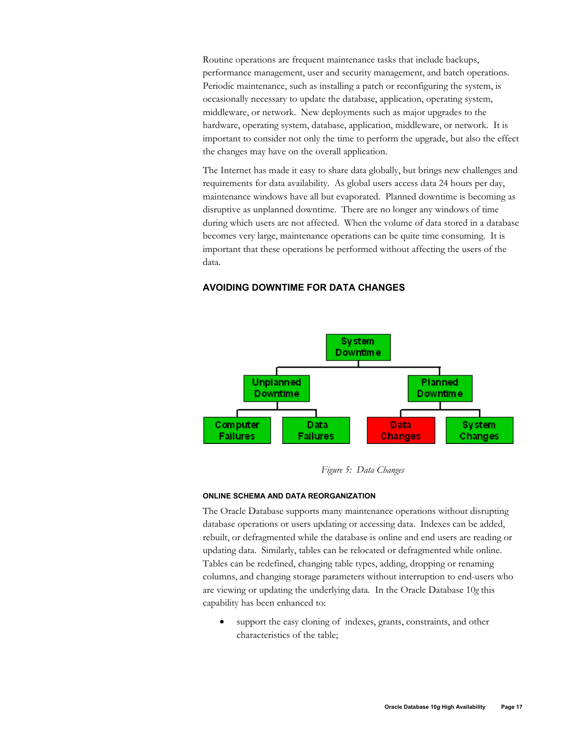Routine operations are frequent maintenance tasks that include backups, performance management, user and security management, and batch operations. Periodic maintenance, such as installing a patch or reconfiguring the system, is occasionally necessary to update the database, application, operating system, middleware, or network. New deployments such as major upgrades to the hardware, operating system, database, application, middleware, or network. It is important to consider not only the time to perform the upgrade, but also the effect the changes may have on the overall application.

The Internet has made it easy to share data globally, but brings new challenges and requirements for data availability. As global users access data 24 hours per day, maintenance windows have all but evaporated. Planned downtime is becoming as disruptive as unplanned downtime. There are no longer any windows of time during which users are not affected. When the volume of data stored in a database becomes very large, maintenance operations can be quite time consuming. It is important that these operations be performed without affecting the users of the data.

## AVOIDING DOWNTIME FOR DATA CHANGES

*Figure 5: Data Changes*

### ONLINE SCHEMA AND DATA REORGANIZATION

The Oracle Database supports many maintenance operations without disrupting database operations or users updating or accessing data. Indexes can be added, rebuilt, or defragmented while the database is online and end users are reading or updating data. Similarly, tables can be relocated or defragmented while online. Tables can be redefined, changing table types, adding, dropping or renaming columns, and changing storage parameters without interruption to end-users who are viewing or updating the underlying data. In the Oracle Database 10*g* this capability has been enhanced to:

- support the easy cloning of indexes, grants, constraints, and other characteristics of the table;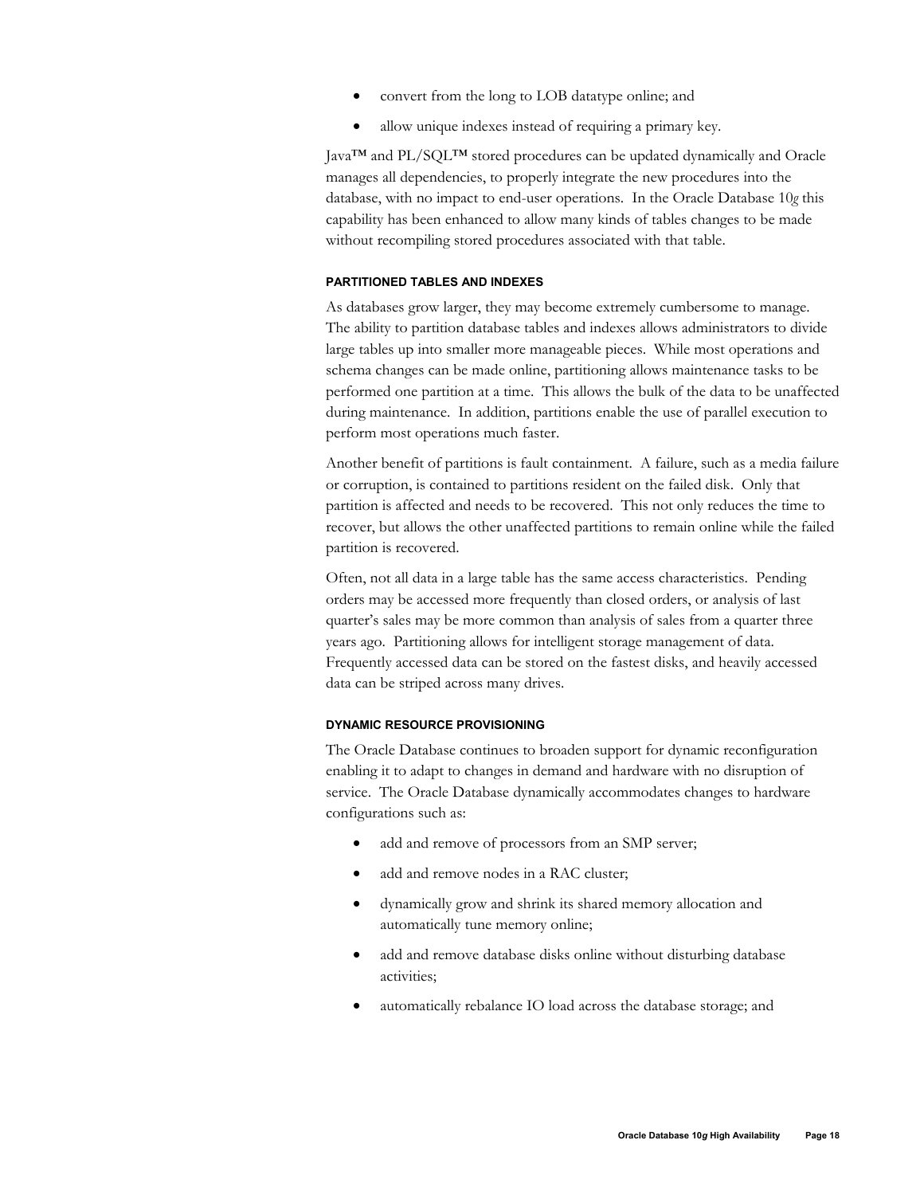- convert from the long to LOB datatype online; and
- allow unique indexes instead of requiring a primary key.

Java™ and PL/SQL™ stored procedures can be updated dynamically and Oracle manages all dependencies, to properly integrate the new procedures into the database, with no impact to end-user operations. In the Oracle Database 10*g* this capability has been enhanced to allow many kinds of tables changes to be made without recompiling stored procedures associated with that table.

#### PARTITIONED TABLES AND INDEXES

As databases grow larger, they may become extremely cumbersome to manage. The ability to partition database tables and indexes allows administrators to divide large tables up into smaller more manageable pieces. While most operations and schema changes can be made online, partitioning allows maintenance tasks to be performed one partition at a time. This allows the bulk of the data to be unaffected during maintenance. In addition, partitions enable the use of parallel execution to perform most operations much faster.

Another benefit of partitions is fault containment. A failure, such as a media failure or corruption, is contained to partitions resident on the failed disk. Only that partition is affected and needs to be recovered. This not only reduces the time to recover, but allows the other unaffected partitions to remain online while the failed partition is recovered.

Often, not all data in a large table has the same access characteristics. Pending orders may be accessed more frequently than closed orders, or analysis of last quarter's sales may be more common than analysis of sales from a quarter three years ago. Partitioning allows for intelligent storage management of data. Frequently accessed data can be stored on the fastest disks, and heavily accessed data can be striped across many drives.

#### DYNAMIC RESOURCE PROVISIONING

The Oracle Database continues to broaden support for dynamic reconfiguration enabling it to adapt to changes in demand and hardware with no disruption of service. The Oracle Database dynamically accommodates changes to hardware configurations such as:

- add and remove of processors from an SMP server;
- add and remove nodes in a RAC cluster;
- dynamically grow and shrink its shared memory allocation and automatically tune memory online;
- add and remove database disks online without disturbing database activities;
- automatically rebalance IO load across the database storage; and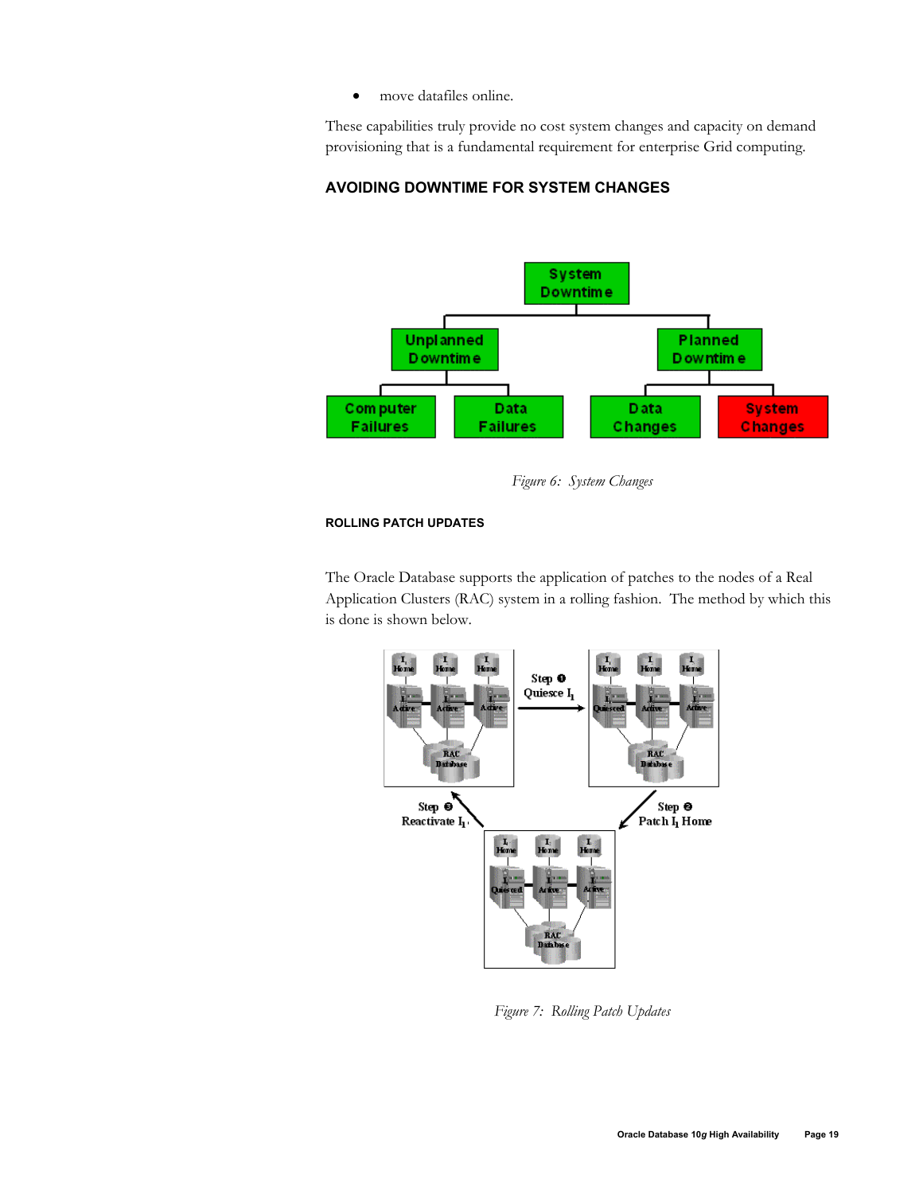- move datafiles online.

These capabilities truly provide no cost system changes and capacity on demand provisioning that is a fundamental requirement for enterprise Grid computing.

## AVOIDING DOWNTIME FOR SYSTEM CHANGES

*Figure 6: System Changes*

### ROLLING PATCH UPDATES

The Oracle Database supports the application of patches to the nodes of a Real Application Clusters (RAC) system in a rolling fashion. The method by which this is done is shown below.

*Figure 7: Rolling Patch Updates*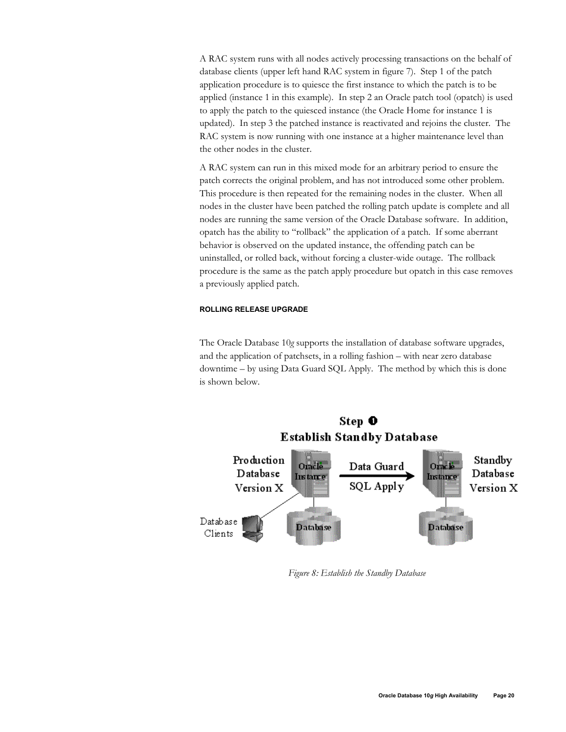A RAC system runs with all nodes actively processing transactions on the behalf of database clients (upper left hand RAC system in figure 7). Step 1 of the patch application procedure is to quiesce the first instance to which the patch is to be applied (instance 1 in this example). In step 2 an Oracle patch tool (opatch) is used to apply the patch to the quiesced instance (the Oracle Home for instance 1 is updated). In step 3 the patched instance is reactivated and rejoins the cluster. The RAC system is now running with one instance at a higher maintenance level than the other nodes in the cluster.

A RAC system can run in this mixed mode for an arbitrary period to ensure the patch corrects the original problem, and has not introduced some other problem. This procedure is then repeated for the remaining nodes in the cluster. When all nodes in the cluster have been patched the rolling patch update is complete and all nodes are running the same version of the Oracle Database software. In addition, opatch has the ability to "rollback" the application of a patch. If some aberrant behavior is observed on the updated instance, the offending patch can be uninstalled, or rolled back, without forcing a cluster-wide outage. The rollback procedure is the same as the patch apply procedure but opatch in this case removes a previously applied patch.

### ROLLING RELEASE UPGRADE

The Oracle Database 10*g* supports the installation of database software upgrades, and the application of patchsets, in a rolling fashion – with near zero database downtime – by using Data Guard SQL Apply. The method by which this is done is shown below.

*Figure 8: Establish the Standby Database*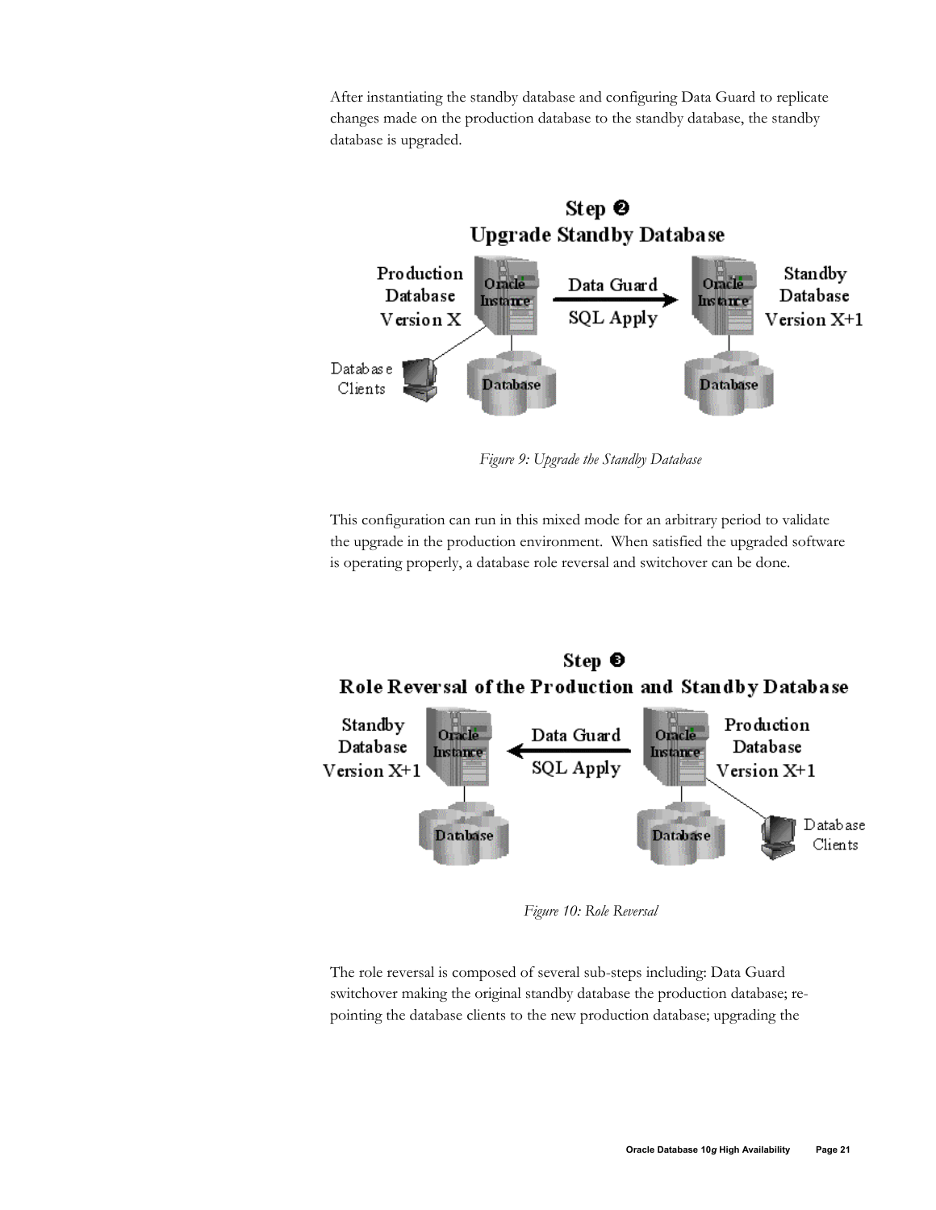After instantiating the standby database and configuring Data Guard to replicate changes made on the production database to the standby database, the standby database is upgraded.

*Figure 9: Upgrade the Standby Database*

This configuration can run in this mixed mode for an arbitrary period to validate the upgrade in the production environment. When satisfied the upgraded software is operating properly, a database role reversal and switchover can be done.

*Figure 10: Role Reversal*

The role reversal is composed of several sub-steps including: Data Guard switchover making the original standby database the production database; re-pointing the database clients to the new production database; upgrading the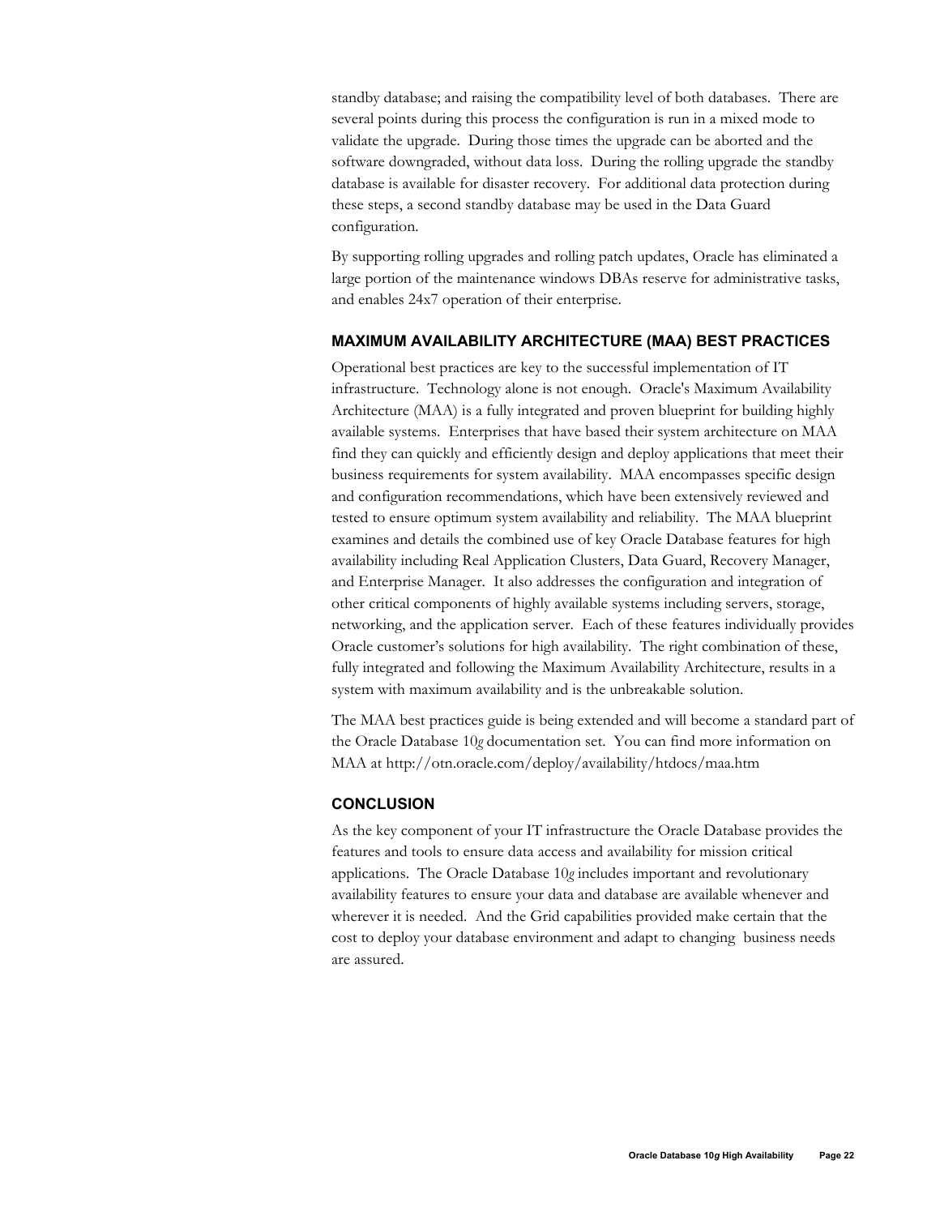standby database; and raising the compatibility level of both databases. There are several points during this process the configuration is run in a mixed mode to validate the upgrade. During those times the upgrade can be aborted and the software downgraded, without data loss. During the rolling upgrade the standby database is available for disaster recovery. For additional data protection during these steps, a second standby database may be used in the Data Guard configuration.

By supporting rolling upgrades and rolling patch updates, Oracle has eliminated a large portion of the maintenance windows DBAs reserve for administrative tasks, and enables 24x7 operation of their enterprise.

## MAXIMUM AVAILABILITY ARCHITECTURE (MAA) BEST PRACTICES

Operational best practices are key to the successful implementation of IT infrastructure. Technology alone is not enough. Oracle's Maximum Availability Architecture (MAA) is a fully integrated and proven blueprint for building highly available systems. Enterprises that have based their system architecture on MAA find they can quickly and efficiently design and deploy applications that meet their business requirements for system availability. MAA encompasses specific design and configuration recommendations, which have been extensively reviewed and tested to ensure optimum system availability and reliability. The MAA blueprint examines and details the combined use of key Oracle Database features for high availability including Real Application Clusters, Data Guard, Recovery Manager, and Enterprise Manager. It also addresses the configuration and integration of other critical components of highly available systems including servers, storage, networking, and the application server. Each of these features individually provides Oracle customer's solutions for high availability. The right combination of these, fully integrated and following the Maximum Availability Architecture, results in a system with maximum availability and is the unbreakable solution.

The MAA best practices guide is being extended and will become a standard part of the Oracle Database 10*g* documentation set. You can find more information on MAA at http://otn.oracle.com/deploy/availability/htdocs/maa.htm

## CONCLUSION

As the key component of your IT infrastructure the Oracle Database provides the features and tools to ensure data access and availability for mission critical applications. The Oracle Database 10*g* includes important and revolutionary availability features to ensure your data and database are available whenever and wherever it is needed. And the Grid capabilities provided make certain that the cost to deploy your database environment and adapt to changing business needs are assured.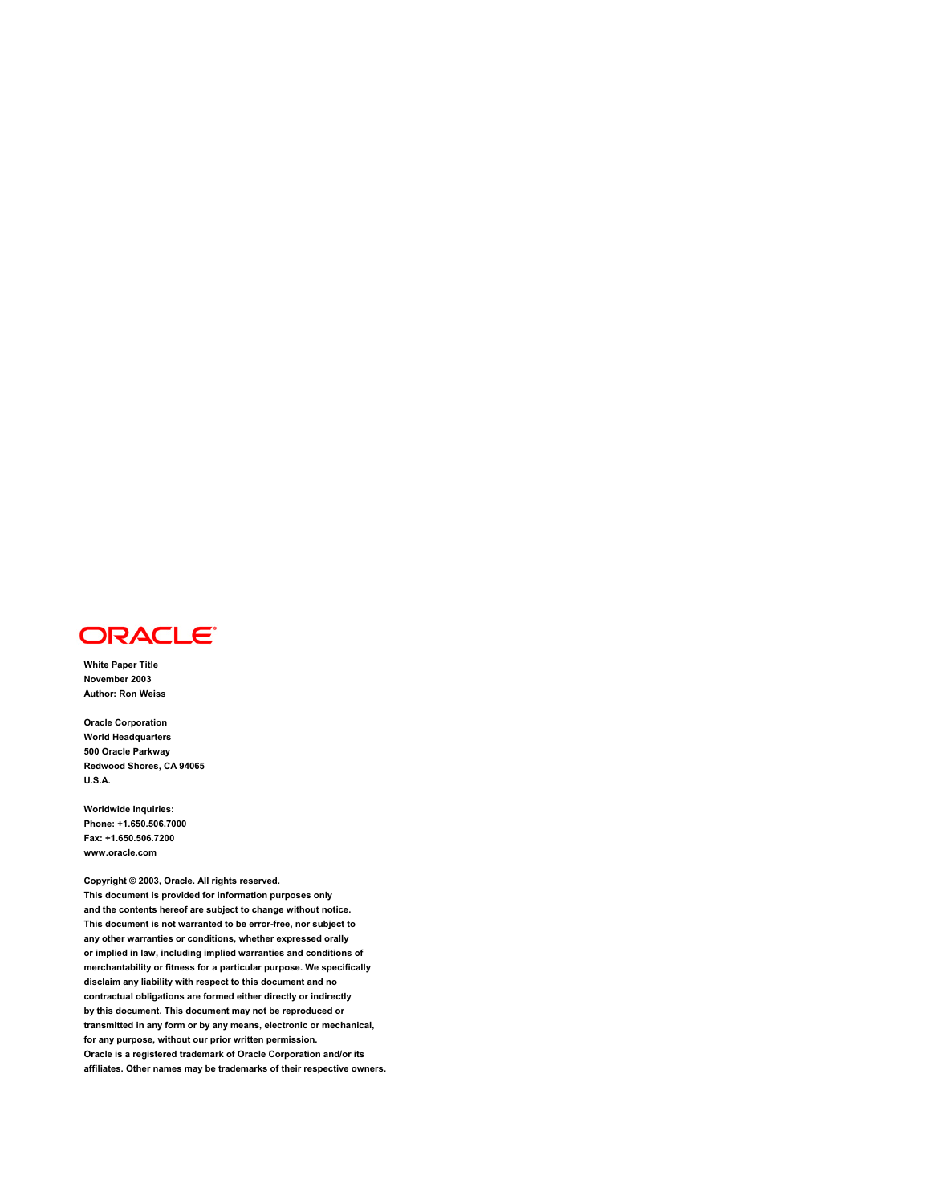ORACLE

**White Paper Title**
**November 2003**
**Author: Ron Weiss**

**Oracle Corporation**
**World Headquarters**
**500 Oracle Parkway**
**Redwood Shores, CA 94065**
**U.S.A.**

**Worldwide Inquiries:**
**Phone: +1.650.506.7000**
**Fax: +1.650.506.7200**
**www.oracle.com**

**Copyright © 2003, Oracle. All rights reserved.**
**This document is provided for information purposes only and the contents hereof are subject to change without notice. This document is not warranted to be error-free, nor subject to any other warranties or conditions, whether expressed orally or implied in law, including implied warranties and conditions of merchantability or fitness for a particular purpose. We specifically disclaim any liability with respect to this document and no contractual obligations are formed either directly or indirectly by this document. This document may not be reproduced or transmitted in any form or by any means, electronic or mechanical, for any purpose, without our prior written permission.**
**Oracle is a registered trademark of Oracle Corporation and/or its affiliates. Other names may be trademarks of their respective owners.**